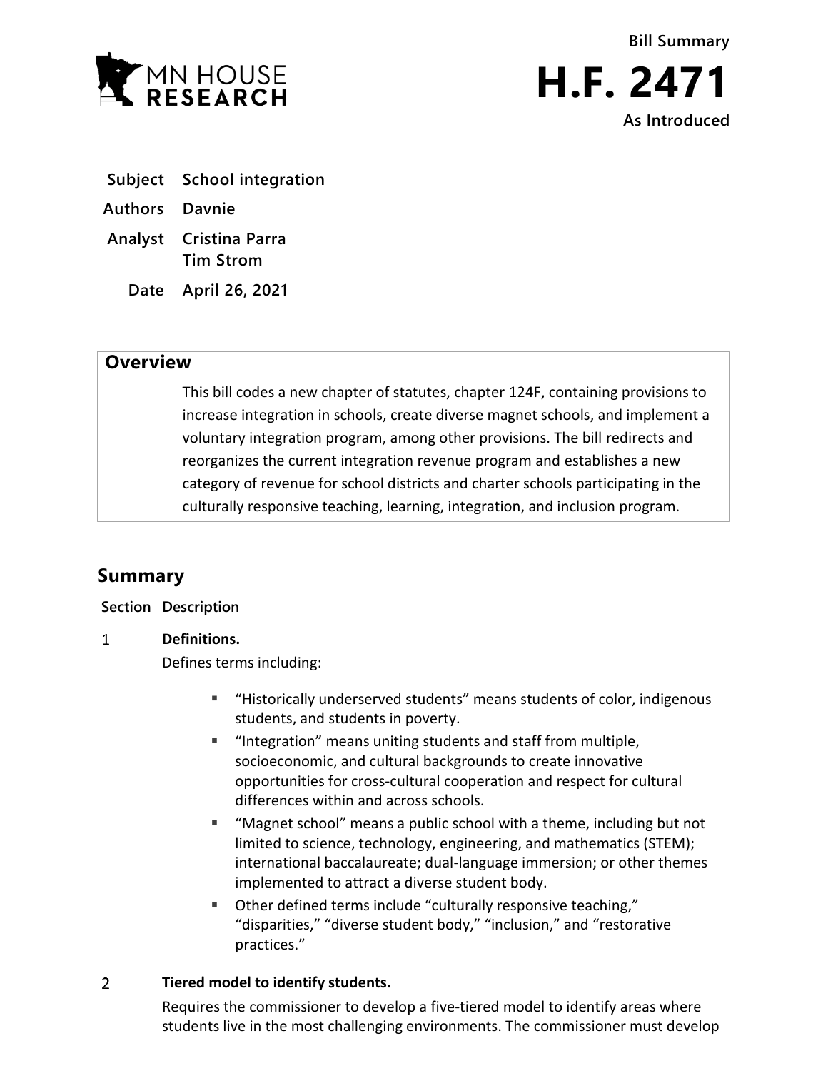Bill Summary

# H.F. 2471

As Introduced

**Subject** School integration

**Authors** Davnie

**Analyst** Cristina Parra, Tim Strom

**Date** April 26, 2021

## Overview

This bill codes a new chapter of statutes, chapter 124F, containing provisions to increase integration in schools, create diverse magnet schools, and implement a voluntary integration program, among other provisions. The bill redirects and reorganizes the current integration revenue program and establishes a new category of revenue for school districts and charter schools participating in the culturally responsive teaching, learning, integration, and inclusion program.

## Summary

| Section | Description |
|---|---|
| 1 | **Definitions.** Defines terms including: ▪ "Historically underserved students" means students of color, indigenous students, and students in poverty. ▪ "Integration" means uniting students and staff from multiple, socioeconomic, and cultural backgrounds to create innovative opportunities for cross-cultural cooperation and respect for cultural differences within and across schools. ▪ "Magnet school" means a public school with a theme, including but not limited to science, technology, engineering, and mathematics (STEM); international baccalaureate; dual-language immersion; or other themes implemented to attract a diverse student body. ▪ Other defined terms include "culturally responsive teaching," "disparities," "diverse student body," "inclusion," and "restorative practices." |
| 2 | **Tiered model to identify students.** Requires the commissioner to develop a five-tiered model to identify areas where students live in the most challenging environments. The commissioner must develop |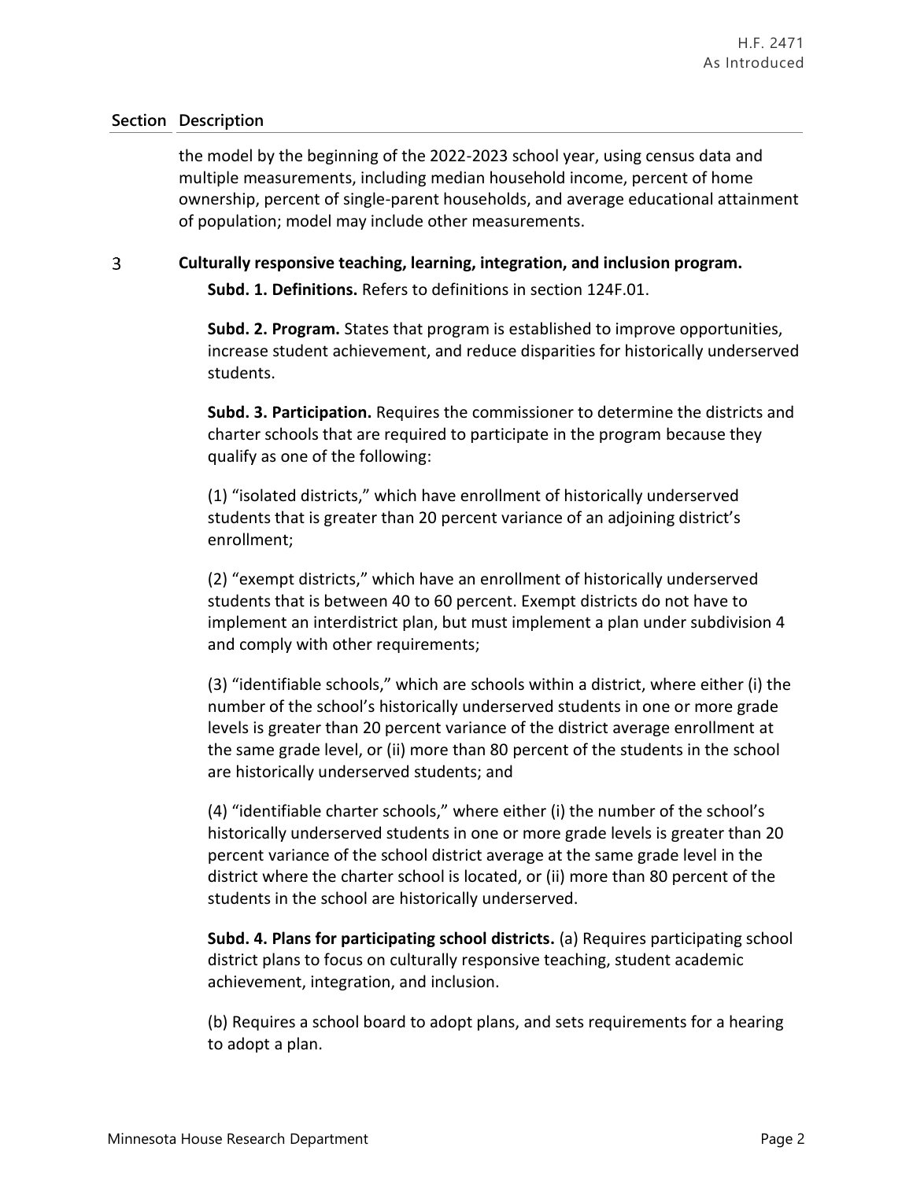| Section | Description |
|---|---|
| | the model by the beginning of the 2022-2023 school year, using census data and multiple measurements, including median household income, percent of home ownership, percent of single-parent households, and average educational attainment of population; model may include other measurements. |
| 3 | **Culturally responsive teaching, learning, integration, and inclusion program.** |

**Subd. 1. Definitions.** Refers to definitions in section 124F.01.

**Subd. 2. Program.** States that program is established to improve opportunities, increase student achievement, and reduce disparities for historically underserved students.

**Subd. 3. Participation.** Requires the commissioner to determine the districts and charter schools that are required to participate in the program because they qualify as one of the following:

(1) "isolated districts," which have enrollment of historically underserved students that is greater than 20 percent variance of an adjoining district's enrollment;

(2) "exempt districts," which have an enrollment of historically underserved students that is between 40 to 60 percent. Exempt districts do not have to implement an interdistrict plan, but must implement a plan under subdivision 4 and comply with other requirements;

(3) "identifiable schools," which are schools within a district, where either (i) the number of the school's historically underserved students in one or more grade levels is greater than 20 percent variance of the district average enrollment at the same grade level, or (ii) more than 80 percent of the students in the school are historically underserved students; and

(4) "identifiable charter schools," where either (i) the number of the school's historically underserved students in one or more grade levels is greater than 20 percent variance of the school district average at the same grade level in the district where the charter school is located, or (ii) more than 80 percent of the students in the school are historically underserved.

**Subd. 4. Plans for participating school districts.** (a) Requires participating school district plans to focus on culturally responsive teaching, student academic achievement, integration, and inclusion.

(b) Requires a school board to adopt plans, and sets requirements for a hearing to adopt a plan.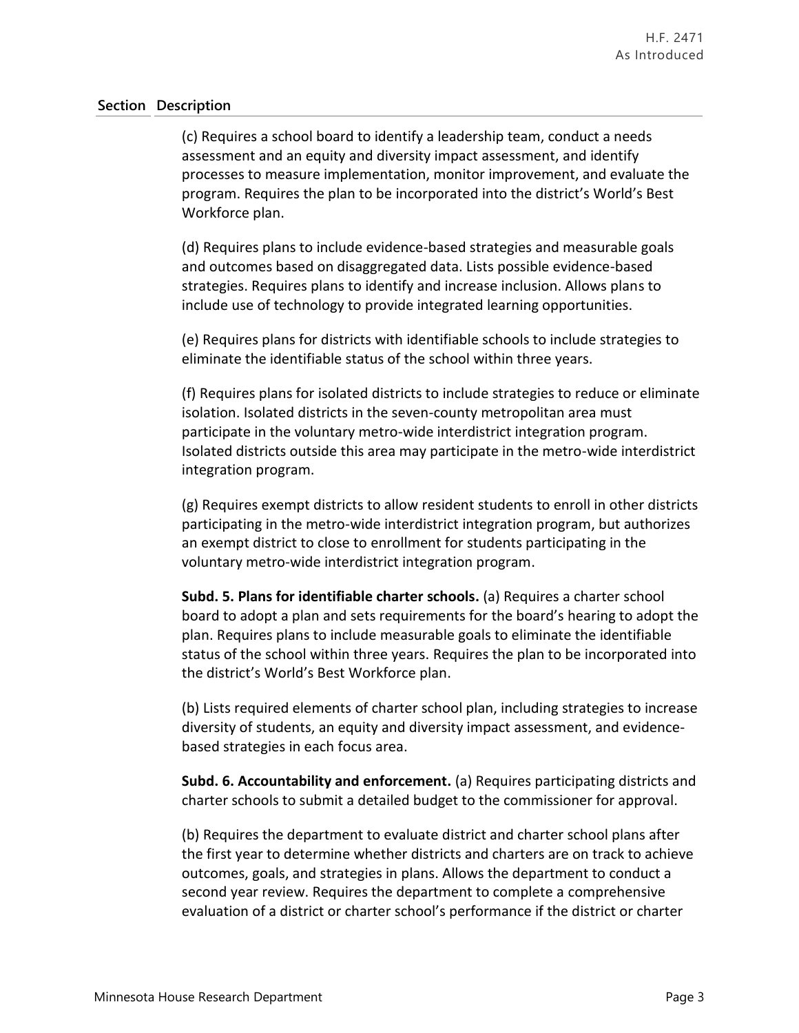| Section | Description |
|---|---|
| | (c) Requires a school board to identify a leadership team, conduct a needs assessment and an equity and diversity impact assessment, and identify processes to measure implementation, monitor improvement, and evaluate the program. Requires the plan to be incorporated into the district's World's Best Workforce plan.<br><br>(d) Requires plans to include evidence-based strategies and measurable goals and outcomes based on disaggregated data. Lists possible evidence-based strategies. Requires plans to identify and increase inclusion. Allows plans to include use of technology to provide integrated learning opportunities.<br><br>(e) Requires plans for districts with identifiable schools to include strategies to eliminate the identifiable status of the school within three years.<br><br>(f) Requires plans for isolated districts to include strategies to reduce or eliminate isolation. Isolated districts in the seven-county metropolitan area must participate in the voluntary metro-wide interdistrict integration program. Isolated districts outside this area may participate in the metro-wide interdistrict integration program.<br><br>(g) Requires exempt districts to allow resident students to enroll in other districts participating in the metro-wide interdistrict integration program, but authorizes an exempt district to close to enrollment for students participating in the voluntary metro-wide interdistrict integration program.<br><br>**Subd. 5. Plans for identifiable charter schools.** (a) Requires a charter school board to adopt a plan and sets requirements for the board's hearing to adopt the plan. Requires plans to include measurable goals to eliminate the identifiable status of the school within three years. Requires the plan to be incorporated into the district's World's Best Workforce plan.<br><br>(b) Lists required elements of charter school plan, including strategies to increase diversity of students, an equity and diversity impact assessment, and evidence-based strategies in each focus area.<br><br>**Subd. 6. Accountability and enforcement.** (a) Requires participating districts and charter schools to submit a detailed budget to the commissioner for approval.<br><br>(b) Requires the department to evaluate district and charter school plans after the first year to determine whether districts and charters are on track to achieve outcomes, goals, and strategies in plans. Allows the department to conduct a second year review. Requires the department to complete a comprehensive evaluation of a district or charter school's performance if the district or charter |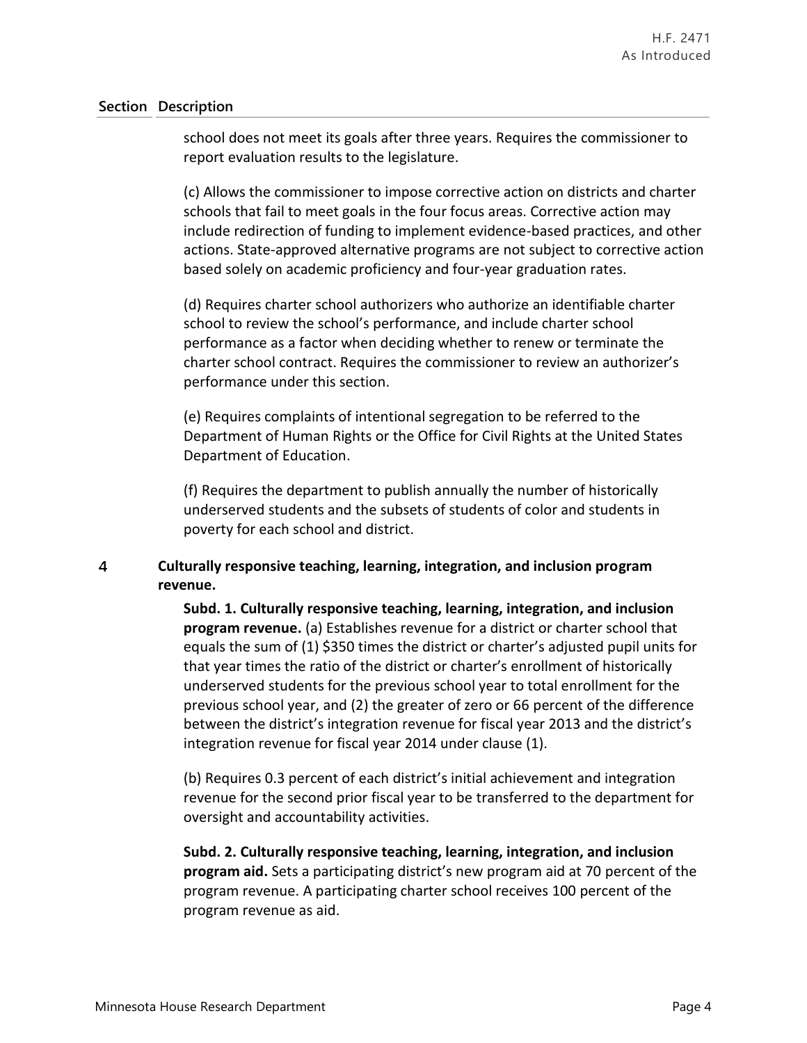| Section | Description |
|---|---|
| | school does not meet its goals after three years. Requires the commissioner to report evaluation results to the legislature. |
| | (c) Allows the commissioner to impose corrective action on districts and charter schools that fail to meet goals in the four focus areas. Corrective action may include redirection of funding to implement evidence-based practices, and other actions. State-approved alternative programs are not subject to corrective action based solely on academic proficiency and four-year graduation rates. |
| | (d) Requires charter school authorizers who authorize an identifiable charter school to review the school's performance, and include charter school performance as a factor when deciding whether to renew or terminate the charter school contract. Requires the commissioner to review an authorizer's performance under this section. |
| | (e) Requires complaints of intentional segregation to be referred to the Department of Human Rights or the Office for Civil Rights at the United States Department of Education. |
| | (f) Requires the department to publish annually the number of historically underserved students and the subsets of students of color and students in poverty for each school and district. |
| 4 | **Culturally responsive teaching, learning, integration, and inclusion program revenue.** |
| | **Subd. 1. Culturally responsive teaching, learning, integration, and inclusion program revenue.** (a) Establishes revenue for a district or charter school that equals the sum of (1) \$350 times the district or charter's adjusted pupil units for that year times the ratio of the district or charter's enrollment of historically underserved students for the previous school year to total enrollment for the previous school year, and (2) the greater of zero or 66 percent of the difference between the district's integration revenue for fiscal year 2013 and the district's integration revenue for fiscal year 2014 under clause (1). |
| | (b) Requires 0.3 percent of each district's initial achievement and integration revenue for the second prior fiscal year to be transferred to the department for oversight and accountability activities. |
| | **Subd. 2. Culturally responsive teaching, learning, integration, and inclusion program aid.** Sets a participating district's new program aid at 70 percent of the program revenue. A participating charter school receives 100 percent of the program revenue as aid. |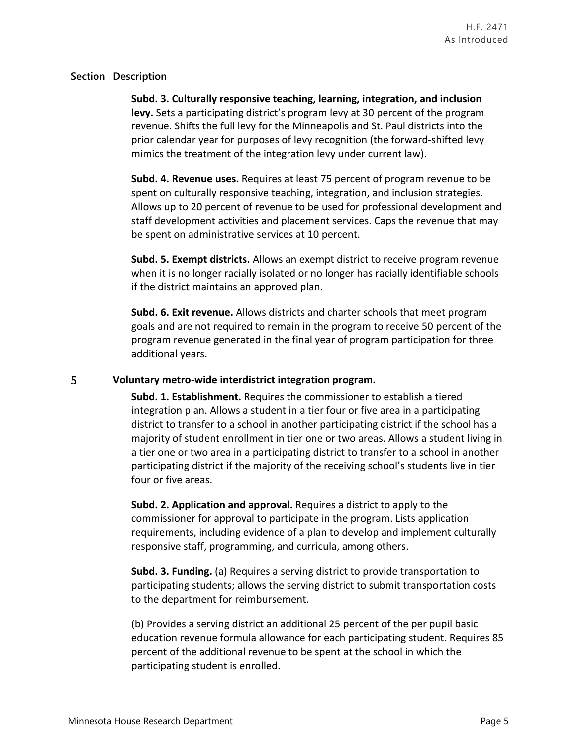| Section | Description |
|---|---|
| | **Subd. 3. Culturally responsive teaching, learning, integration, and inclusion levy.** Sets a participating district's program levy at 30 percent of the program revenue. Shifts the full levy for the Minneapolis and St. Paul districts into the prior calendar year for purposes of levy recognition (the forward-shifted levy mimics the treatment of the integration levy under current law). |
| | **Subd. 4. Revenue uses.** Requires at least 75 percent of program revenue to be spent on culturally responsive teaching, integration, and inclusion strategies. Allows up to 20 percent of revenue to be used for professional development and staff development activities and placement services. Caps the revenue that may be spent on administrative services at 10 percent. |
| | **Subd. 5. Exempt districts.** Allows an exempt district to receive program revenue when it is no longer racially isolated or no longer has racially identifiable schools if the district maintains an approved plan. |
| | **Subd. 6. Exit revenue.** Allows districts and charter schools that meet program goals and are not required to remain in the program to receive 50 percent of the program revenue generated in the final year of program participation for three additional years. |
| 5 | **Voluntary metro-wide interdistrict integration program.** |
| | **Subd. 1. Establishment.** Requires the commissioner to establish a tiered integration plan. Allows a student in a tier four or five area in a participating district to transfer to a school in another participating district if the school has a majority of student enrollment in tier one or two areas. Allows a student living in a tier one or two area in a participating district to transfer to a school in another participating district if the majority of the receiving school's students live in tier four or five areas. |
| | **Subd. 2. Application and approval.** Requires a district to apply to the commissioner for approval to participate in the program. Lists application requirements, including evidence of a plan to develop and implement culturally responsive staff, programming, and curricula, among others. |
| | **Subd. 3. Funding.** (a) Requires a serving district to provide transportation to participating students; allows the serving district to submit transportation costs to the department for reimbursement. |
| | (b) Provides a serving district an additional 25 percent of the per pupil basic education revenue formula allowance for each participating student. Requires 85 percent of the additional revenue to be spent at the school in which the participating student is enrolled. |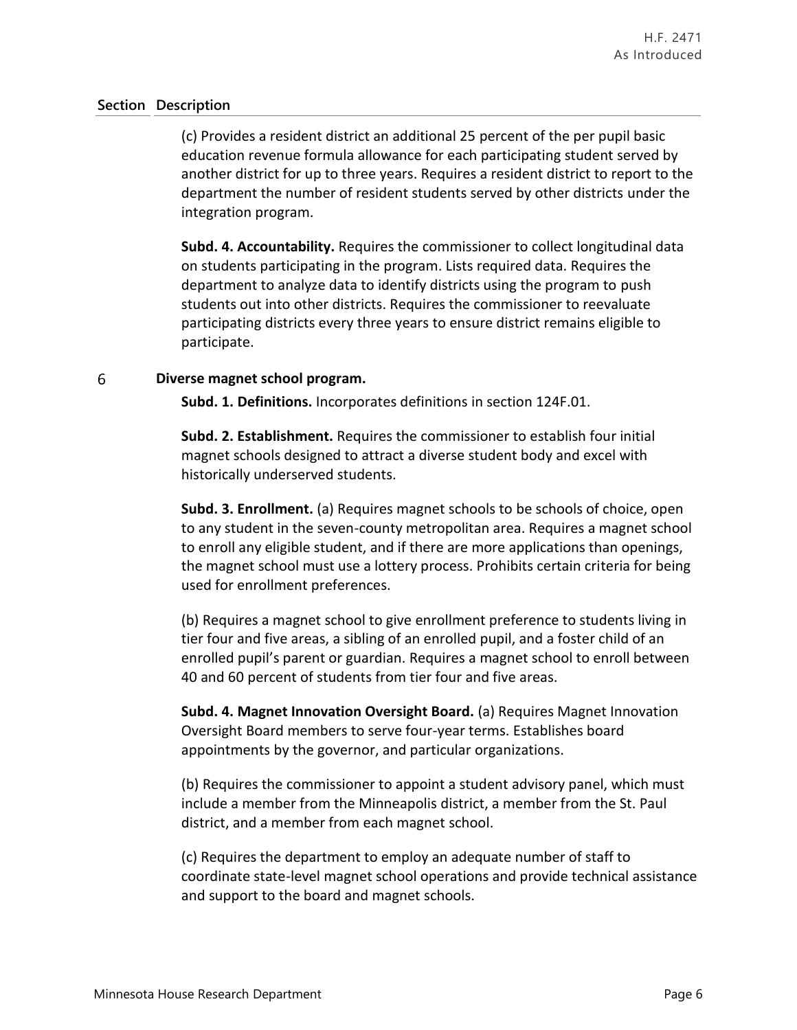| Section | Description |
|---|---|
| | (c) Provides a resident district an additional 25 percent of the per pupil basic education revenue formula allowance for each participating student served by another district for up to three years. Requires a resident district to report to the department the number of resident students served by other districts under the integration program. |
| | **Subd. 4. Accountability.** Requires the commissioner to collect longitudinal data on students participating in the program. Lists required data. Requires the department to analyze data to identify districts using the program to push students out into other districts. Requires the commissioner to reevaluate participating districts every three years to ensure district remains eligible to participate. |
| 6 | **Diverse magnet school program.** |
| | **Subd. 1. Definitions.** Incorporates definitions in section 124F.01. |
| | **Subd. 2. Establishment.** Requires the commissioner to establish four initial magnet schools designed to attract a diverse student body and excel with historically underserved students. |
| | **Subd. 3. Enrollment.** (a) Requires magnet schools to be schools of choice, open to any student in the seven-county metropolitan area. Requires a magnet school to enroll any eligible student, and if there are more applications than openings, the magnet school must use a lottery process. Prohibits certain criteria for being used for enrollment preferences. |
| | (b) Requires a magnet school to give enrollment preference to students living in tier four and five areas, a sibling of an enrolled pupil, and a foster child of an enrolled pupil's parent or guardian. Requires a magnet school to enroll between 40 and 60 percent of students from tier four and five areas. |
| | **Subd. 4. Magnet Innovation Oversight Board.** (a) Requires Magnet Innovation Oversight Board members to serve four-year terms. Establishes board appointments by the governor, and particular organizations. |
| | (b) Requires the commissioner to appoint a student advisory panel, which must include a member from the Minneapolis district, a member from the St. Paul district, and a member from each magnet school. |
| | (c) Requires the department to employ an adequate number of staff to coordinate state-level magnet school operations and provide technical assistance and support to the board and magnet schools. |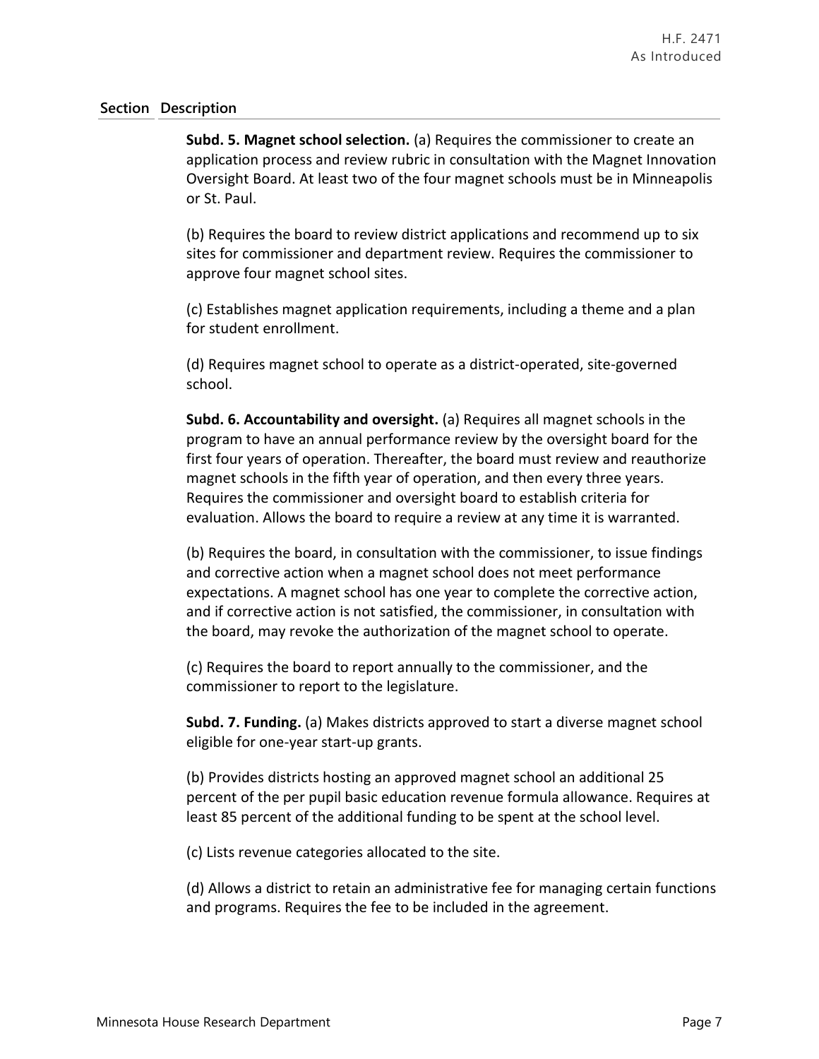| Section | Description |
|---|---|
| | **Subd. 5. Magnet school selection.** (a) Requires the commissioner to create an application process and review rubric in consultation with the Magnet Innovation Oversight Board. At least two of the four magnet schools must be in Minneapolis or St. Paul.<br><br>(b) Requires the board to review district applications and recommend up to six sites for commissioner and department review. Requires the commissioner to approve four magnet school sites.<br><br>(c) Establishes magnet application requirements, including a theme and a plan for student enrollment.<br><br>(d) Requires magnet school to operate as a district-operated, site-governed school.<br><br>**Subd. 6. Accountability and oversight.** (a) Requires all magnet schools in the program to have an annual performance review by the oversight board for the first four years of operation. Thereafter, the board must review and reauthorize magnet schools in the fifth year of operation, and then every three years. Requires the commissioner and oversight board to establish criteria for evaluation. Allows the board to require a review at any time it is warranted.<br><br>(b) Requires the board, in consultation with the commissioner, to issue findings and corrective action when a magnet school does not meet performance expectations. A magnet school has one year to complete the corrective action, and if corrective action is not satisfied, the commissioner, in consultation with the board, may revoke the authorization of the magnet school to operate.<br><br>(c) Requires the board to report annually to the commissioner, and the commissioner to report to the legislature.<br><br>**Subd. 7. Funding.** (a) Makes districts approved to start a diverse magnet school eligible for one-year start-up grants.<br><br>(b) Provides districts hosting an approved magnet school an additional 25 percent of the per pupil basic education revenue formula allowance. Requires at least 85 percent of the additional funding to be spent at the school level.<br><br>(c) Lists revenue categories allocated to the site.<br><br>(d) Allows a district to retain an administrative fee for managing certain functions and programs. Requires the fee to be included in the agreement. |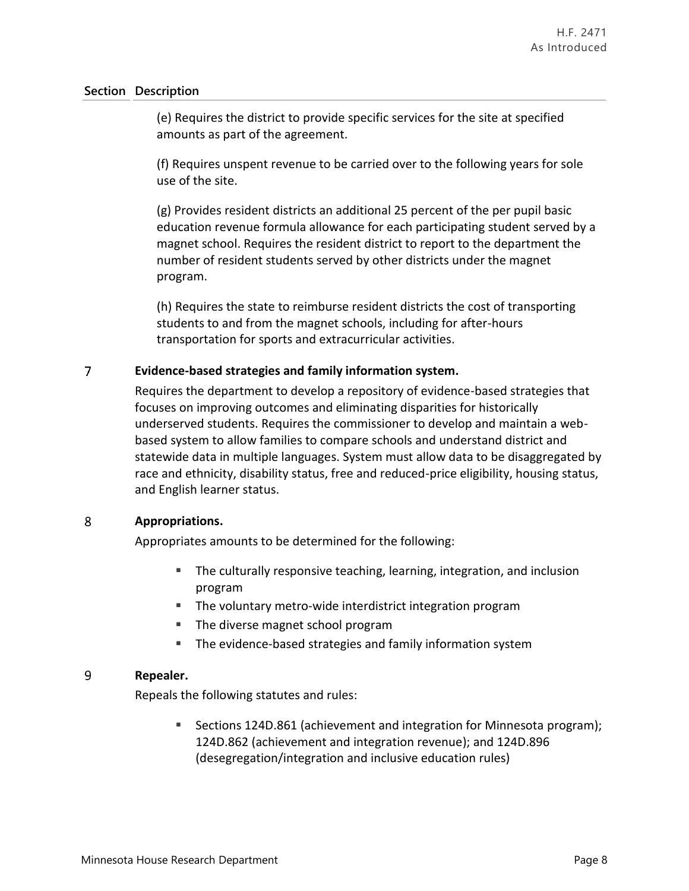| Section | Description |
|---|---|
| | (e) Requires the district to provide specific services for the site at specified amounts as part of the agreement. |
| | (f) Requires unspent revenue to be carried over to the following years for sole use of the site. |
| | (g) Provides resident districts an additional 25 percent of the per pupil basic education revenue formula allowance for each participating student served by a magnet school. Requires the resident district to report to the department the number of resident students served by other districts under the magnet program. |
| | (h) Requires the state to reimburse resident districts the cost of transporting students to and from the magnet schools, including for after-hours transportation for sports and extracurricular activities. |

7 **Evidence-based strategies and family information system.**

Requires the department to develop a repository of evidence-based strategies that focuses on improving outcomes and eliminating disparities for historically underserved students. Requires the commissioner to develop and maintain a web-based system to allow families to compare schools and understand district and statewide data in multiple languages. System must allow data to be disaggregated by race and ethnicity, disability status, free and reduced-price eligibility, housing status, and English learner status.

8 **Appropriations.**

Appropriates amounts to be determined for the following:

- The culturally responsive teaching, learning, integration, and inclusion program
- The voluntary metro-wide interdistrict integration program
- The diverse magnet school program
- The evidence-based strategies and family information system

9 **Repealer.**

Repeals the following statutes and rules:

- Sections 124D.861 (achievement and integration for Minnesota program); 124D.862 (achievement and integration revenue); and 124D.896 (desegregation/integration and inclusive education rules)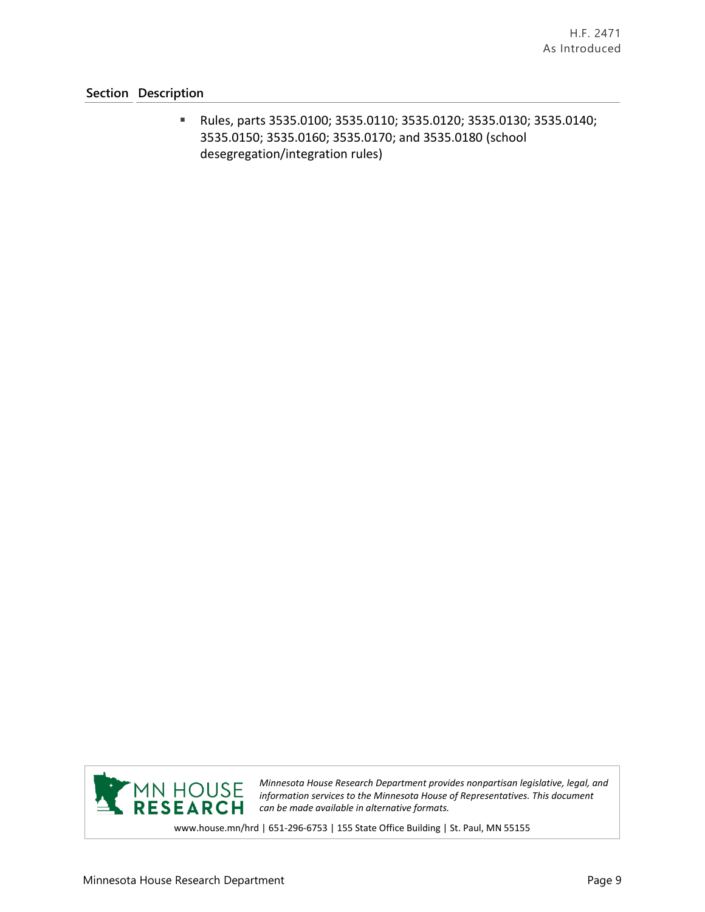| Section | Description |
| --- | --- |
| | - Rules, parts 3535.0100; 3535.0110; 3535.0120; 3535.0130; 3535.0140; 3535.0150; 3535.0160; 3535.0170; and 3535.0180 (school desegregation/integration rules) |

MN HOUSE RESEARCH

*Minnesota House Research Department provides nonpartisan legislative, legal, and information services to the Minnesota House of Representatives. This document can be made available in alternative formats.*

www.house.mn/hrd | 651-296-6753 | 155 State Office Building | St. Paul, MN 55155